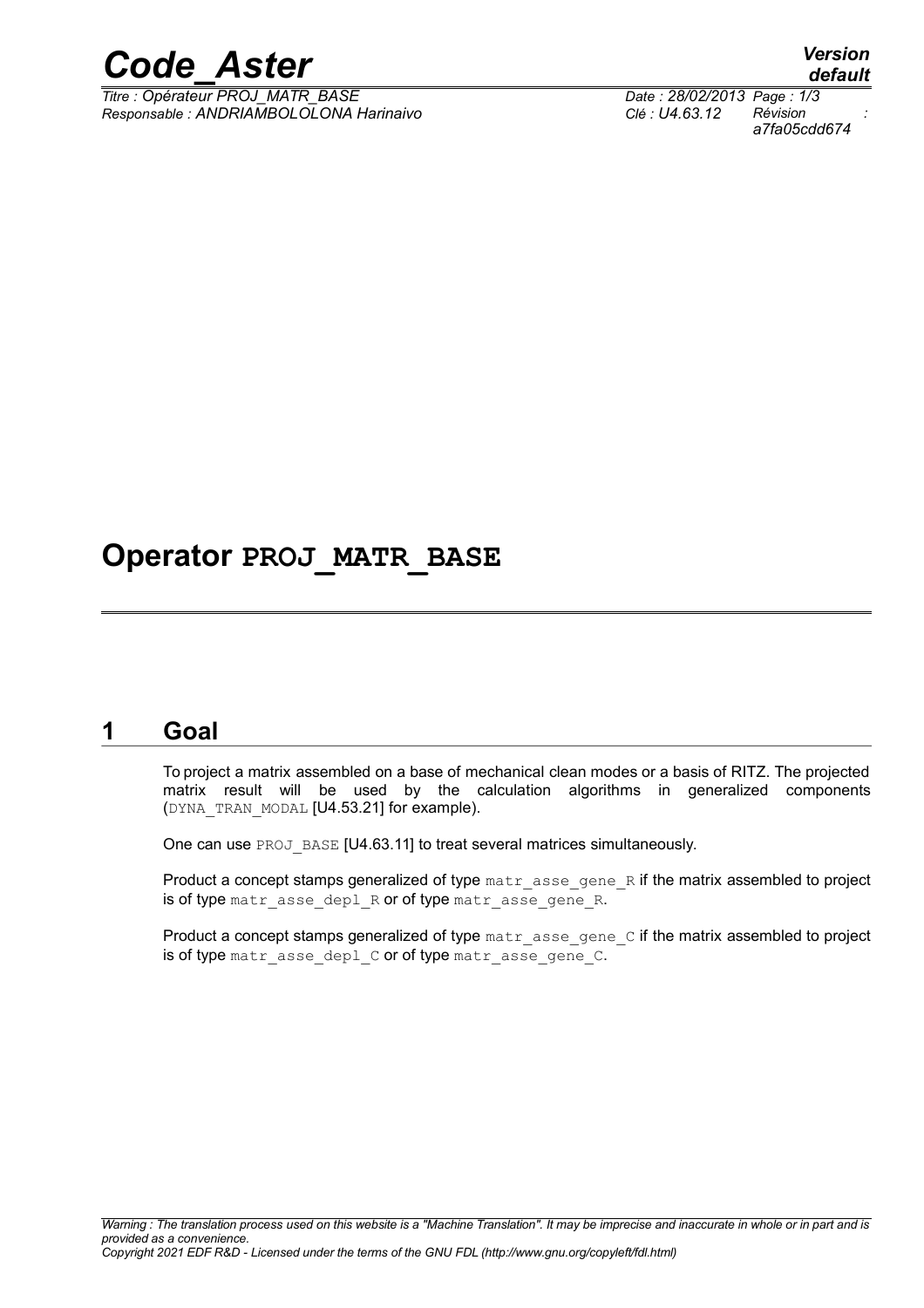# Operator PROJ_MATR_BASE

## 1 Goal

To project a matrix assembled on a base of mechanical clean modes or a basis of RITZ. The projected matrix result will be used by the calculation algorithms in generalized components (DYNA_TRAN_MODAL [U4.53.21] for example).

One can use PROJ_BASE [U4.63.11] to treat several matrices simultaneously.

Product a concept stamps generalized of type matr_asse_gene_R if the matrix assembled to project is of type matr_asse_depl_R or of type matr_asse_gene_R.

Product a concept stamps generalized of type matr_asse_gene_C if the matrix assembled to project is of type matr_asse_depl_C or of type matr_asse_gene_C.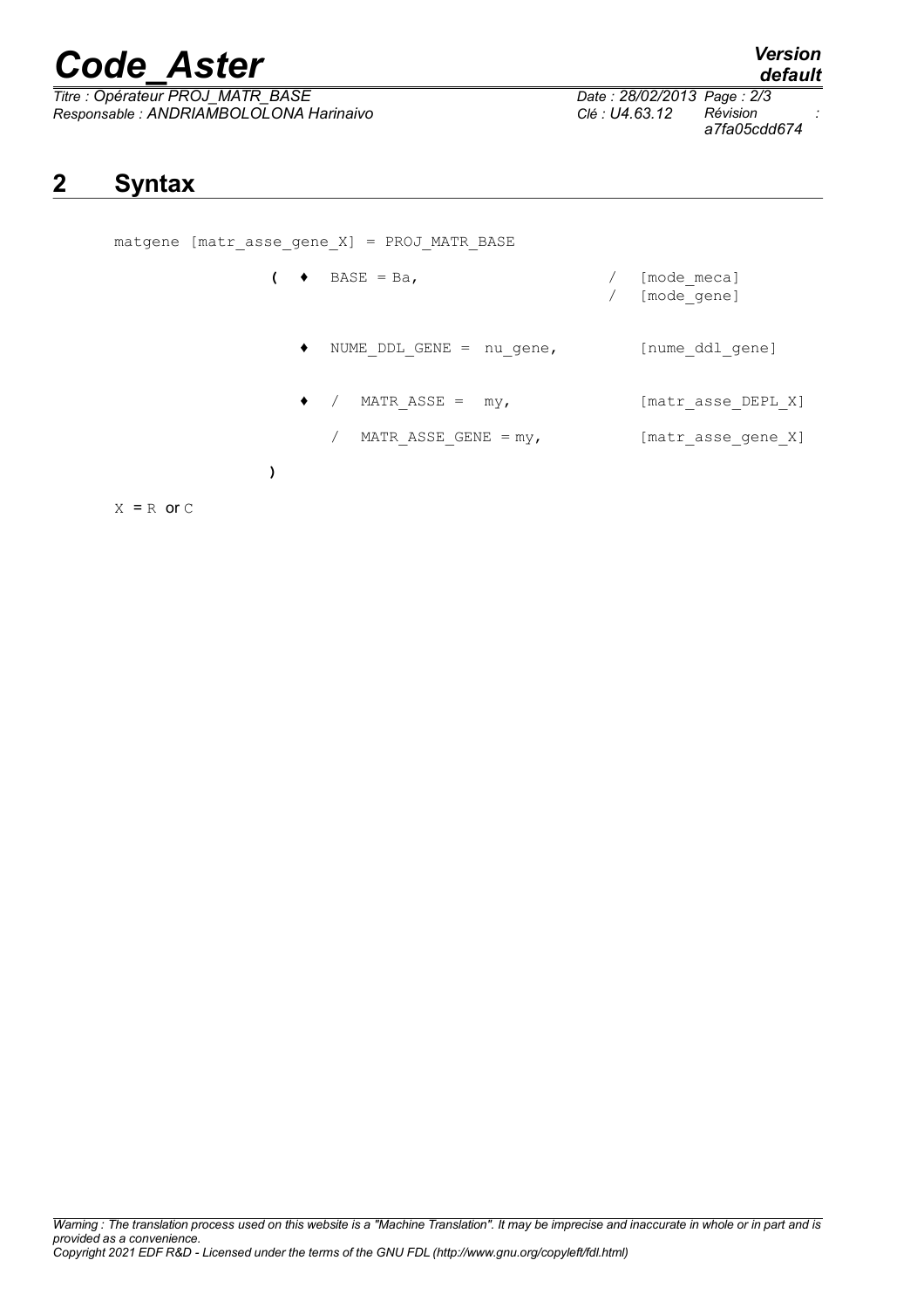## 2 Syntax

```
matgene [matr_asse_gene_X] = PROJ_MATR_BASE

            (  ♦  BASE = Ba,                     /  [mode_meca]
                                                 /  [mode_gene]

               ♦  NUME_DDL_GENE =  nu_gene,         [nume_ddl_gene]

               ♦  /  MATR_ASSE =  my,               [matr_asse_DEPL_X]

                  /  MATR_ASSE_GENE = my,           [matr_asse_gene_X]

            )
```

X = R or C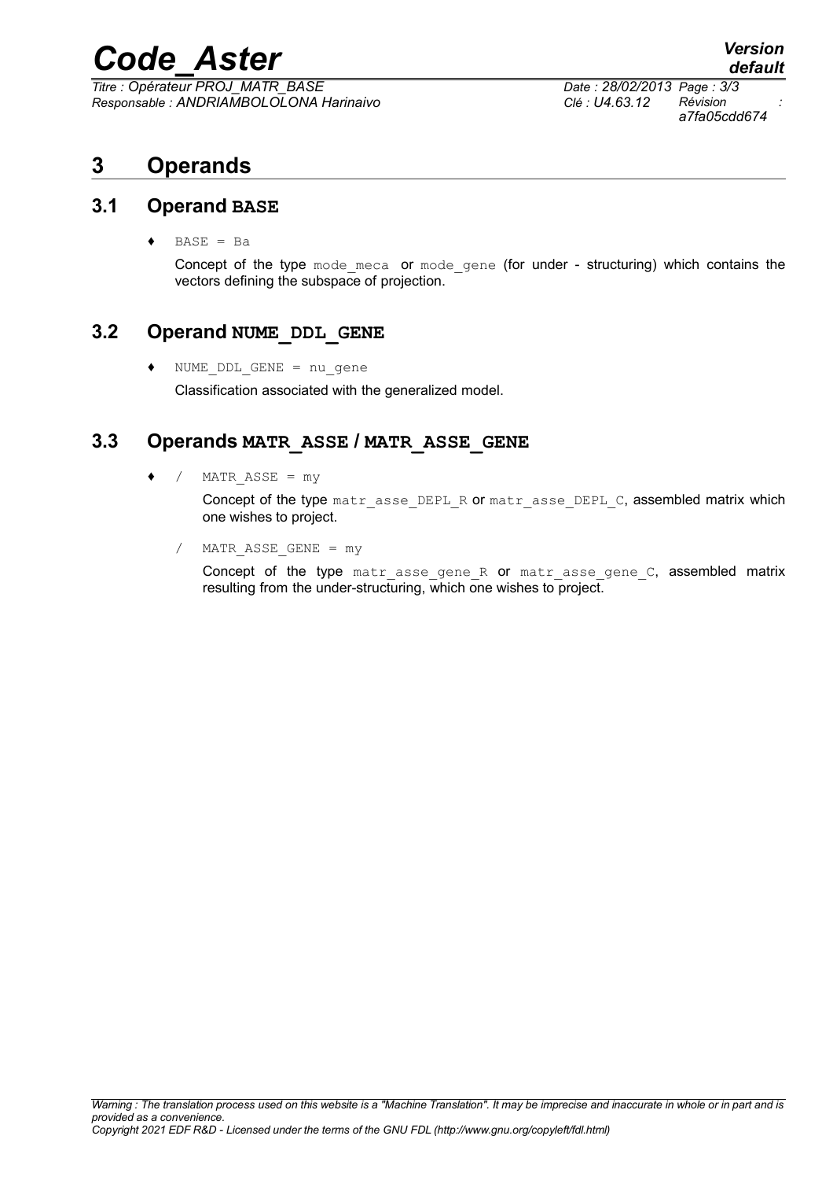# 3 Operands

## 3.1 Operand BASE

♦ BASE = Ba

Concept of the type mode_meca or mode_gene (for under - structuring) which contains the vectors defining the subspace of projection.

## 3.2 Operand NUME_DDL_GENE

♦ NUME_DDL_GENE = nu_gene

Classification associated with the generalized model.

## 3.3 Operands MATR_ASSE / MATR_ASSE_GENE

♦ / MATR_ASSE = my

Concept of the type matr_asse_DEPL_R or matr_asse_DEPL_C, assembled matrix which one wishes to project.

/ MATR_ASSE_GENE = my

Concept of the type matr_asse_gene_R or matr_asse_gene_C, assembled matrix resulting from the under-structuring, which one wishes to project.